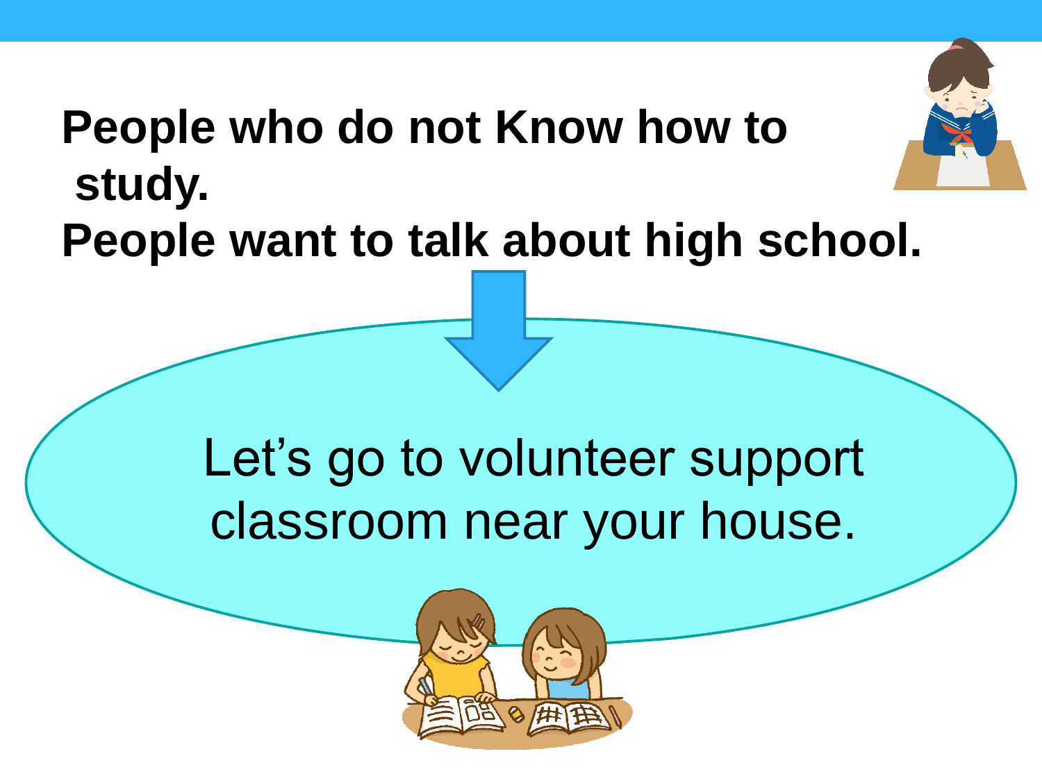**People who do not Know how to study.**
**People want to talk about high school.**

Let's go to volunteer support classroom near your house.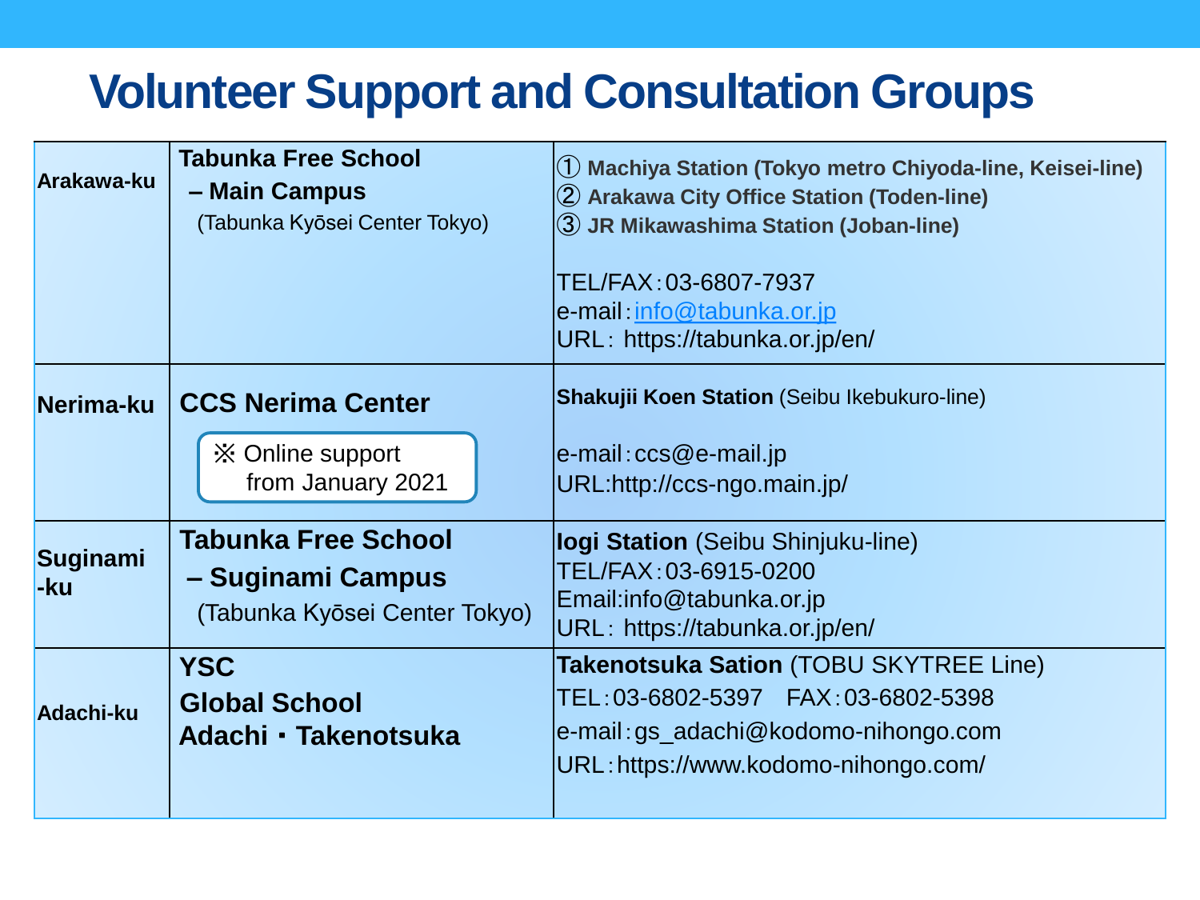# Volunteer Support and Consultation Groups

| | | |
|---|---|---|
| Arakawa-ku | **Tabunka Free School – Main Campus** (Tabunka Kyōsei Center Tokyo) | ① **Machiya Station (Tokyo metro Chiyoda-line, Keisei-line)**<br>② **Arakawa City Office Station (Toden-line)**<br>③ **JR Mikawashima Station (Joban-line)**<br><br>TEL/FAX：03-6807-7937<br>e-mail：info@tabunka.or.jp<br>URL：https://tabunka.or.jp/en/ |
| Nerima-ku | **CCS Nerima Center**<br>※ Online support from January 2021 | **Shakujii Koen Station** (Seibu Ikebukuro-line)<br><br>e-mail：ccs@e-mail.jp<br>URL:http://ccs-ngo.main.jp/ |
| Suginami -ku | **Tabunka Free School – Suginami Campus** (Tabunka Kyōsei Center Tokyo) | **Iogi Station** (Seibu Shinjuku-line)<br>TEL/FAX：03-6915-0200<br>Email:info@tabunka.or.jp<br>URL：https://tabunka.or.jp/en/ |
| Adachi-ku | **YSC Global School Adachi・Takenotsuka** | **Takenotsuka Sation** (TOBU SKYTREE Line)<br>TEL：03-6802-5397　FAX：03-6802-5398<br>e-mail：gs_adachi@kodomo-nihongo.com<br>URL：https://www.kodomo-nihongo.com/ |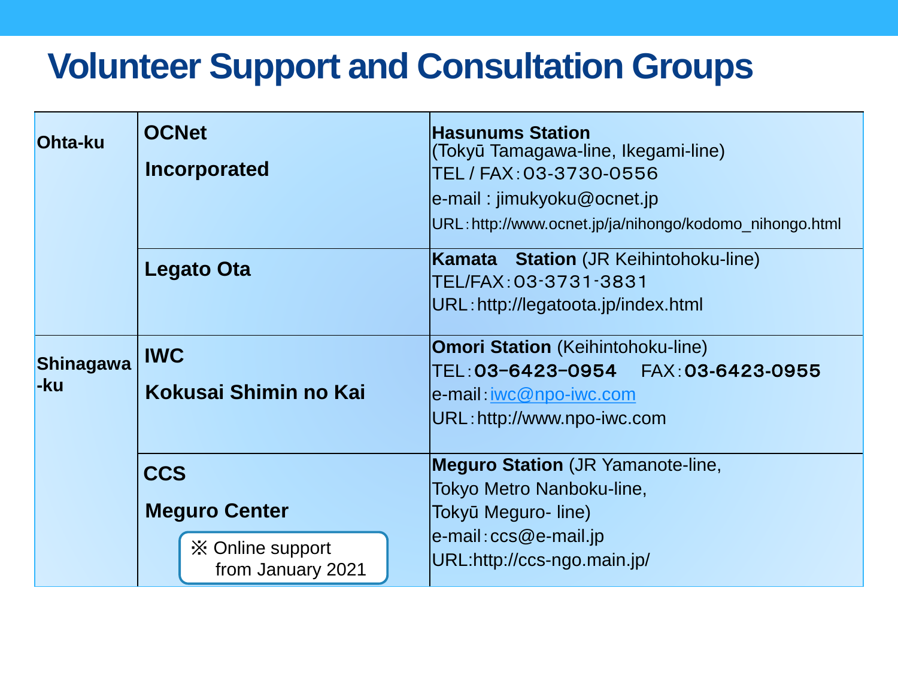# Volunteer Support and Consultation Groups

| | | |
|---|---|---|
| **Ohta-ku** | **OCNet Incorporated** | **Hasunums Station** (Tokyū Tamagawa-line, Ikegami-line)<br>TEL / FAX：03-3730-0556<br>e-mail : jimukyoku@ocnet.jp<br>URL：http://www.ocnet.jp/ja/nihongo/kodomo_nihongo.html |
| | **Legato Ota** | **Kamata Station** (JR Keihintohoku-line)<br>TEL/FAX：03-3731-3831<br>URL：http://legatoota.jp/index.html |
| **Shinagawa-ku** | **IWC Kokusai Shimin no Kai** | **Omori Station** (Keihintohoku-line)<br>TEL：**03-6423-0954** FAX：**03-6423-0955**<br>e-mail：iwc@npo-iwc.com<br>URL：http://www.npo-iwc.com |
| | **CCS Meguro Center**<br>※ Online support from January 2021 | **Meguro Station** (JR Yamanote-line, Tokyo Metro Nanboku-line, Tokyū Meguro- line)<br>e-mail：ccs@e-mail.jp<br>URL:http://ccs-ngo.main.jp/ |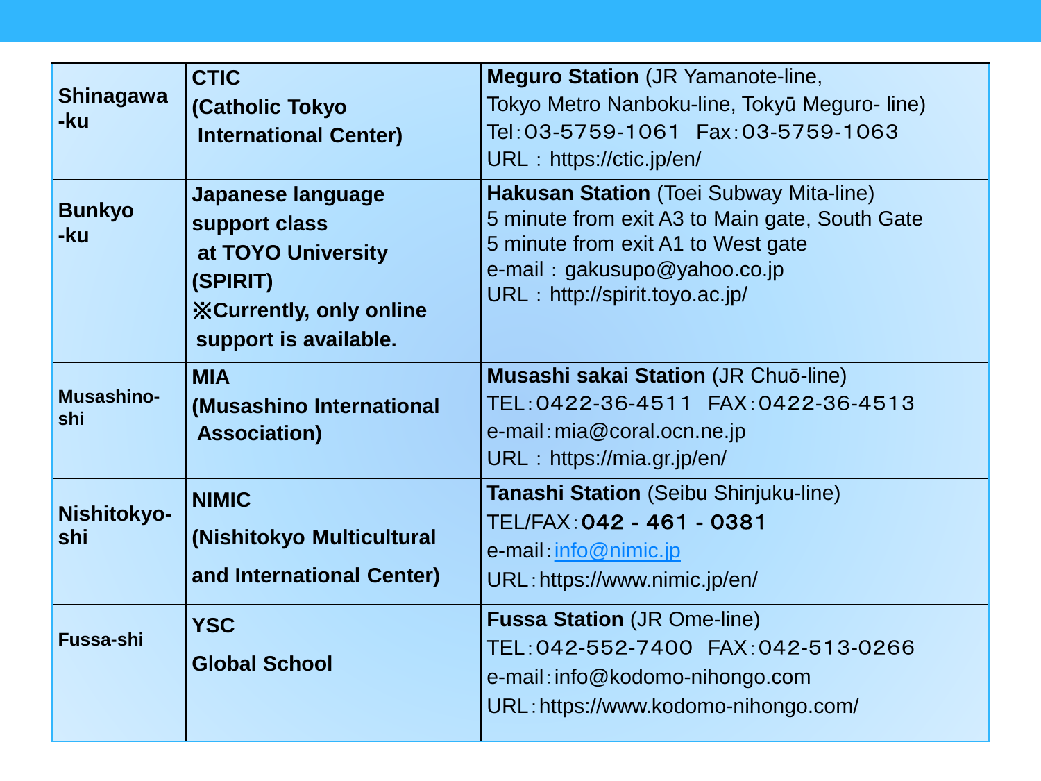| | | |
|---|---|---|
| **Shinagawa -ku** | **CTIC (Catholic Tokyo International Center)** | **Meguro Station** (JR Yamanote-line, Tokyo Metro Nanboku-line, Tokyū Meguro- line)<br>Tel：03-5759-1061　Fax：03-5759-1063<br>URL：https://ctic.jp/en/ |
| **Bunkyo -ku** | **Japanese language support class at TOYO University (SPIRIT)**<br>**※Currently, only online support is available.** | **Hakusan Station** (Toei Subway Mita-line)<br>5 minute from exit A3 to Main gate, South Gate<br>5 minute from exit A1 to West gate<br>e-mail：gakusupo@yahoo.co.jp<br>URL：http://spirit.toyo.ac.jp/ |
| **Musashino-shi** | **MIA (Musashino International Association)** | **Musashi sakai Station** (JR Chuō-line)<br>TEL：0422-36-4511　FAX：0422-36-4513<br>e-mail：mia@coral.ocn.ne.jp<br>URL：https://mia.gr.jp/en/ |
| **Nishitokyo-shi** | **NIMIC (Nishitokyo Multicultural and International Center)** | **Tanashi Station** (Seibu Shinjuku-line)<br>TEL/FAX：**042 - 461 - 0381**<br>e-mail：info@nimic.jp<br>URL：https://www.nimic.jp/en/ |
| **Fussa-shi** | **YSC Global School** | **Fussa Station** (JR Ome-line)<br>TEL：042-552-7400　FAX：042-513-0266<br>e-mail：info@kodomo-nihongo.com<br>URL：https://www.kodomo-nihongo.com/ |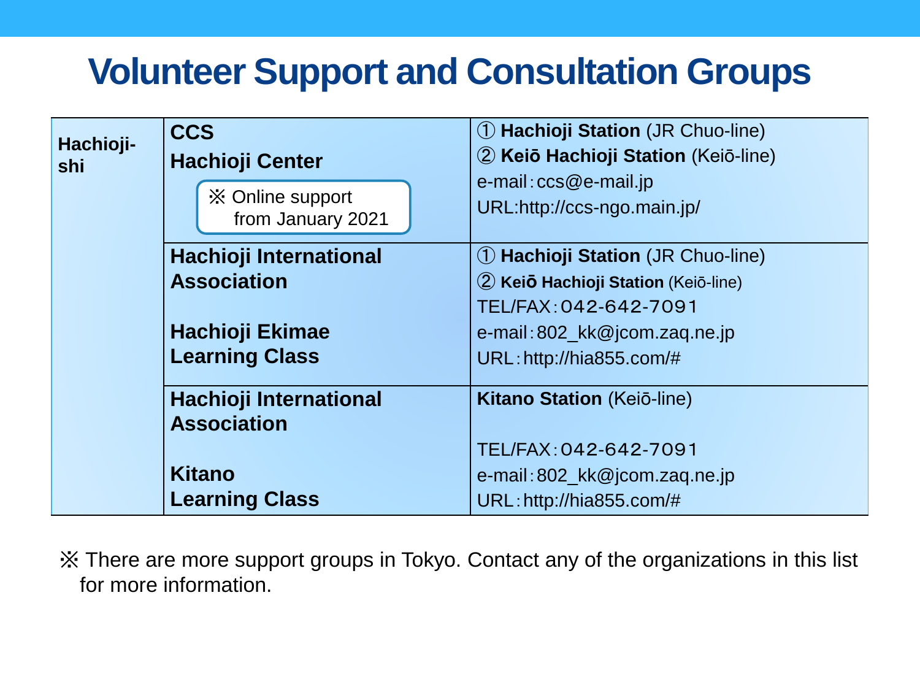# Volunteer Support and Consultation Groups

| | | |
|---|---|---|
| **Hachioji-shi** | **CCS Hachioji Center**<br>※ Online support from January 2021 | ① **Hachioji Station** (JR Chuo-line)<br>② **Keiō Hachioji Station** (Keiō-line)<br>e-mail：ccs@e-mail.jp<br>URL:http://ccs-ngo.main.jp/ |
| | **Hachioji International Association**<br><br>**Hachioji Ekimae Learning Class** | ① **Hachioji Station** (JR Chuo-line)<br>② **Keiō Hachioji Station** (Keiō-line)<br>TEL/FAX：042-642-7091<br>e-mail：802_kk@jcom.zaq.ne.jp<br>URL：http://hia855.com/# |
| | **Hachioji International Association**<br><br>**Kitano Learning Class** | **Kitano Station** (Keiō-line)<br><br>TEL/FAX：042-642-7091<br>e-mail：802_kk@jcom.zaq.ne.jp<br>URL：http://hia855.com/# |

※ There are more support groups in Tokyo. Contact any of the organizations in this list for more information.